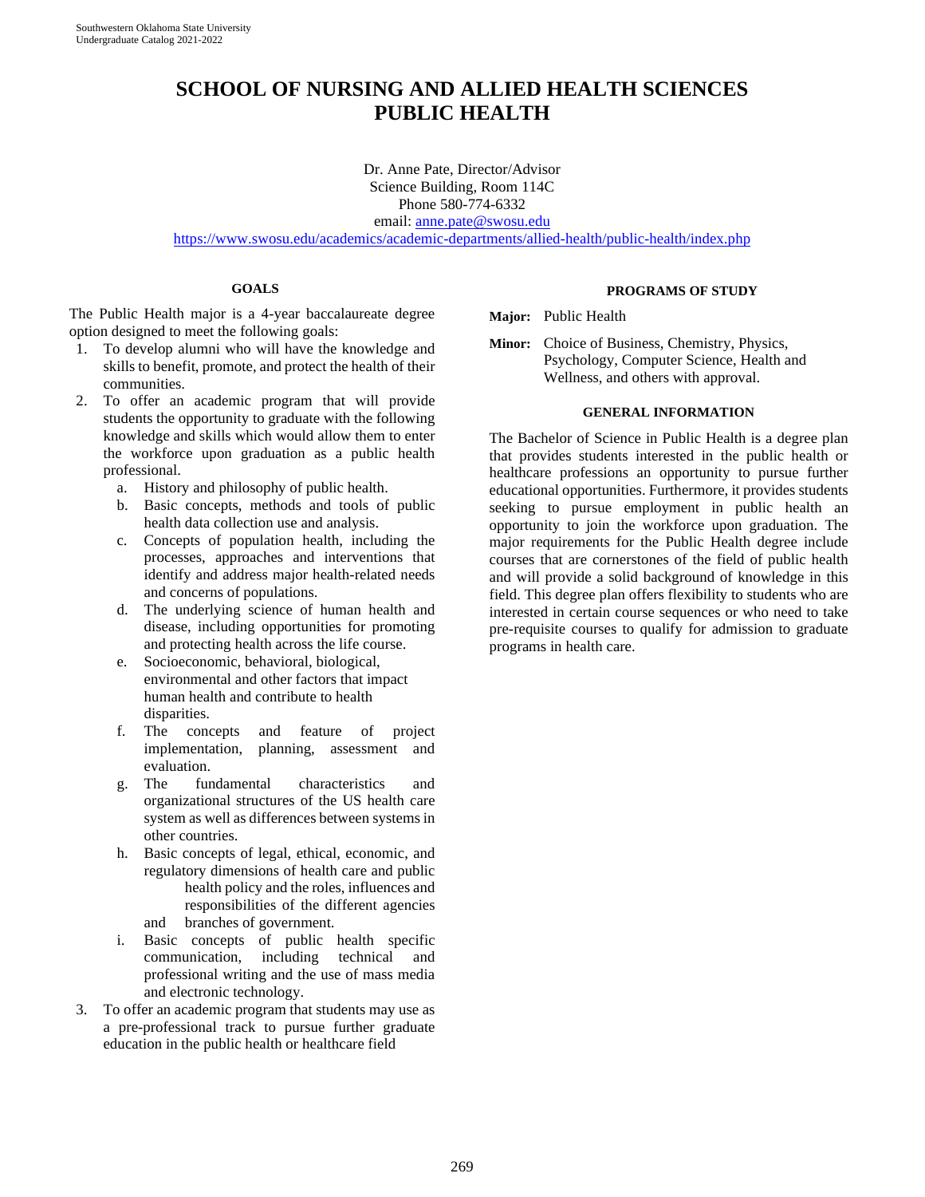# SCHOOL OF NURSING AND ALLIED HEALTH SCIENCES
# PUBLIC HEALTH

Dr. Anne Pate, Director/Advisor
Science Building, Room 114C
Phone 580-774-6332
email: anne.pate@swosu.edu
https://www.swosu.edu/academics/academic-departments/allied-health/public-health/index.php

### GOALS

The Public Health major is a 4-year baccalaureate degree option designed to meet the following goals:

1. To develop alumni who will have the knowledge and skills to benefit, promote, and protect the health of their communities.
2. To offer an academic program that will provide students the opportunity to graduate with the following knowledge and skills which would allow them to enter the workforce upon graduation as a public health professional.
   a. History and philosophy of public health.
   b. Basic concepts, methods and tools of public health data collection use and analysis.
   c. Concepts of population health, including the processes, approaches and interventions that identify and address major health-related needs and concerns of populations.
   d. The underlying science of human health and disease, including opportunities for promoting and protecting health across the life course.
   e. Socioeconomic, behavioral, biological, environmental and other factors that impact human health and contribute to health disparities.
   f. The concepts and feature of project implementation, planning, assessment and evaluation.
   g. The fundamental characteristics and organizational structures of the US health care system as well as differences between systems in other countries.
   h. Basic concepts of legal, ethical, economic, and regulatory dimensions of health care and public health policy and the roles, influences and responsibilities of the different agencies and branches of government.
   i. Basic concepts of public health specific communication, including technical and professional writing and the use of mass media and electronic technology.
3. To offer an academic program that students may use as a pre-professional track to pursue further graduate education in the public health or healthcare field

### PROGRAMS OF STUDY

**Major:** Public Health

**Minor:** Choice of Business, Chemistry, Physics, Psychology, Computer Science, Health and Wellness, and others with approval.

### GENERAL INFORMATION

The Bachelor of Science in Public Health is a degree plan that provides students interested in the public health or healthcare professions an opportunity to pursue further educational opportunities. Furthermore, it provides students seeking to pursue employment in public health an opportunity to join the workforce upon graduation. The major requirements for the Public Health degree include courses that are cornerstones of the field of public health and will provide a solid background of knowledge in this field. This degree plan offers flexibility to students who are interested in certain course sequences or who need to take pre-requisite courses to qualify for admission to graduate programs in health care.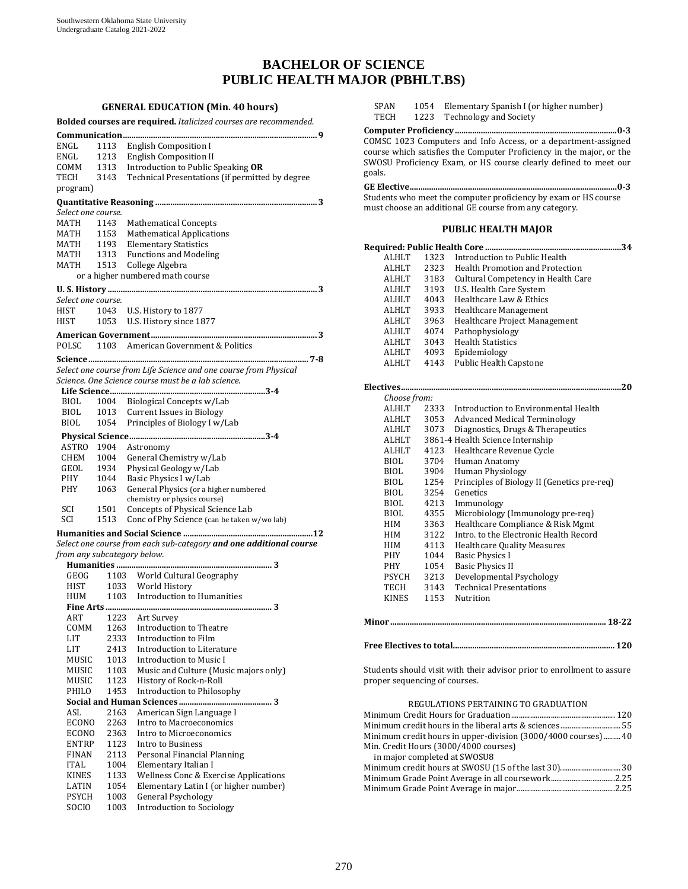# BACHELOR OF SCIENCE
# PUBLIC HEALTH MAJOR (PBHLT.BS)

## GENERAL EDUCATION (Min. 40 hours)

**Bolded courses are required.** *Italicized courses are recommended.*

**Communication** ........ 9

| | | |
|---|---|---|
| ENGL | 1113 | English Composition I |
| ENGL | 1213 | English Composition II |
| COMM | 1313 | Introduction to Public Speaking **OR** |
| TECH | 3143 | Technical Presentations (if permitted by degree program) |

**Quantitative Reasoning** ........ 3

*Select one course.*

| | | |
|---|---|---|
| MATH | 1143 | Mathematical Concepts |
| MATH | 1153 | Mathematical Applications |
| MATH | 1193 | Elementary Statistics |
| MATH | 1313 | Functions and Modeling |
| MATH | 1513 | College Algebra |
| | | or a higher numbered math course |

**U. S. History** ........ 3

*Select one course.*

| | | |
|---|---|---|
| HIST | 1043 | U.S. History to 1877 |
| HIST | 1053 | U.S. History since 1877 |

**American Government** ........ 3

| | | |
|---|---|---|
| POLSC | 1103 | American Government & Politics |

**Science** ........ 7-8

*Select one course from Life Science and one course from Physical Science. One Science course must be a lab science.*

**Life Science** ........ 3-4

| | | |
|---|---|---|
| BIOL | 1004 | Biological Concepts w/Lab |
| BIOL | 1013 | Current Issues in Biology |
| BIOL | 1054 | Principles of Biology I w/Lab |

**Physical Science** ........ 3-4

| | | |
|---|---|---|
| ASTRO | 1904 | Astronomy |
| CHEM | 1004 | General Chemistry w/Lab |
| GEOL | 1934 | Physical Geology w/Lab |
| PHY | 1044 | Basic Physics I w/Lab |
| PHY | 1063 | General Physics (or a higher numbered chemistry or physics course) |
| SCI | 1501 | Concepts of Physical Science Lab |
| SCI | 1513 | Conc of Phy Science (can be taken w/wo lab) |

**Humanities and Social Science** ........ 12

*Select one course from each sub-category **and one additional course** from any subcategory below.*

**Humanities** ........ 3

| | | |
|---|---|---|
| GEOG | 1103 | World Cultural Geography |
| HIST | 1033 | World History |
| HUM | 1103 | Introduction to Humanities |

**Fine Arts** ........ 3

| | | |
|---|---|---|
| ART | 1223 | Art Survey |
| COMM | 1263 | Introduction to Theatre |
| LIT | 2333 | Introduction to Film |
| LIT | 2413 | Introduction to Literature |
| MUSIC | 1013 | Introduction to Music I |
| MUSIC | 1103 | Music and Culture (Music majors only) |
| MUSIC | 1123 | History of Rock-n-Roll |
| PHILO | 1453 | Introduction to Philosophy |

**Social and Human Sciences** ........ 3

| | | |
|---|---|---|
| ASL | 2163 | American Sign Language I |
| ECONO | 2263 | Intro to Macroeconomics |
| ECONO | 2363 | Intro to Microeconomics |
| ENTRP | 1123 | Intro to Business |
| FINAN | 2113 | Personal Financial Planning |
| ITAL | 1004 | Elementary Italian I |
| KINES | 1133 | Wellness Conc & Exercise Applications |
| LATIN | 1054 | Elementary Latin I (or higher number) |
| PSYCH | 1003 | General Psychology |
| SOCIO | 1003 | Introduction to Sociology |
| SPAN | 1054 | Elementary Spanish I (or higher number) |
| TECH | 1223 | Technology and Society |

**Computer Proficiency** ........ 0-3

COMSC 1023 Computers and Info Access, or a department-assigned course which satisfies the Computer Proficiency in the major, or the SWOSU Proficiency Exam, or HS course clearly defined to meet our goals.

**GE Elective** ........ 0-3

Students who meet the computer proficiency by exam or HS course must choose an additional GE course from any category.

## PUBLIC HEALTH MAJOR

**Required: Public Health Core** ........ 34

| | | |
|---|---|---|
| ALHLT | 1323 | Introduction to Public Health |
| ALHLT | 2323 | Health Promotion and Protection |
| ALHLT | 3183 | Cultural Competency in Health Care |
| ALHLT | 3193 | U.S. Health Care System |
| ALHLT | 4043 | Healthcare Law & Ethics |
| ALHLT | 3933 | Healthcare Management |
| ALHLT | 3963 | Healthcare Project Management |
| ALHLT | 4074 | Pathophysiology |
| ALHLT | 3043 | Health Statistics |
| ALHLT | 4093 | Epidemiology |
| ALHLT | 4143 | Public Health Capstone |

**Electives** ........ 20

*Choose from:*

| | | |
|---|---|---|
| ALHLT | 2333 | Introduction to Environmental Health |
| ALHLT | 3053 | Advanced Medical Terminology |
| ALHLT | 3073 | Diagnostics, Drugs & Therapeutics |
| ALHLT | 3861-4 | Health Science Internship |
| ALHLT | 4123 | Healthcare Revenue Cycle |
| BIOL | 3704 | Human Anatomy |
| BIOL | 3904 | Human Physiology |
| BIOL | 1254 | Principles of Biology II (Genetics pre-req) |
| BIOL | 3254 | Genetics |
| BIOL | 4213 | Immunology |
| BIOL | 4355 | Microbiology (Immunology pre-req) |
| HIM | 3363 | Healthcare Compliance & Risk Mgmt |
| HIM | 3122 | Intro. to the Electronic Health Record |
| HIM | 4113 | Healthcare Quality Measures |
| PHY | 1044 | Basic Physics I |
| PHY | 1054 | Basic Physics II |
| PSYCH | 3213 | Developmental Psychology |
| TECH | 3143 | Technical Presentations |
| KINES | 1153 | Nutrition |

**Minor** ........ 18-22

**Free Electives to total** ........ 120

Students should visit with their advisor prior to enrollment to assure proper sequencing of courses.

REGULATIONS PERTAINING TO GRADUATION

| | |
|---|---|
| Minimum Credit Hours for Graduation | 120 |
| Minimum credit hours in the liberal arts & sciences | 55 |
| Minimum credit hours in upper-division (3000/4000 courses) | 40 |
| Min. Credit Hours (3000/4000 courses) in major completed at SWOSU | 8 |
| Minimum credit hours at SWOSU (15 of the last 30) | 30 |
| Minimum Grade Point Average in all coursework | 2.25 |
| Minimum Grade Point Average in major | 2.25 |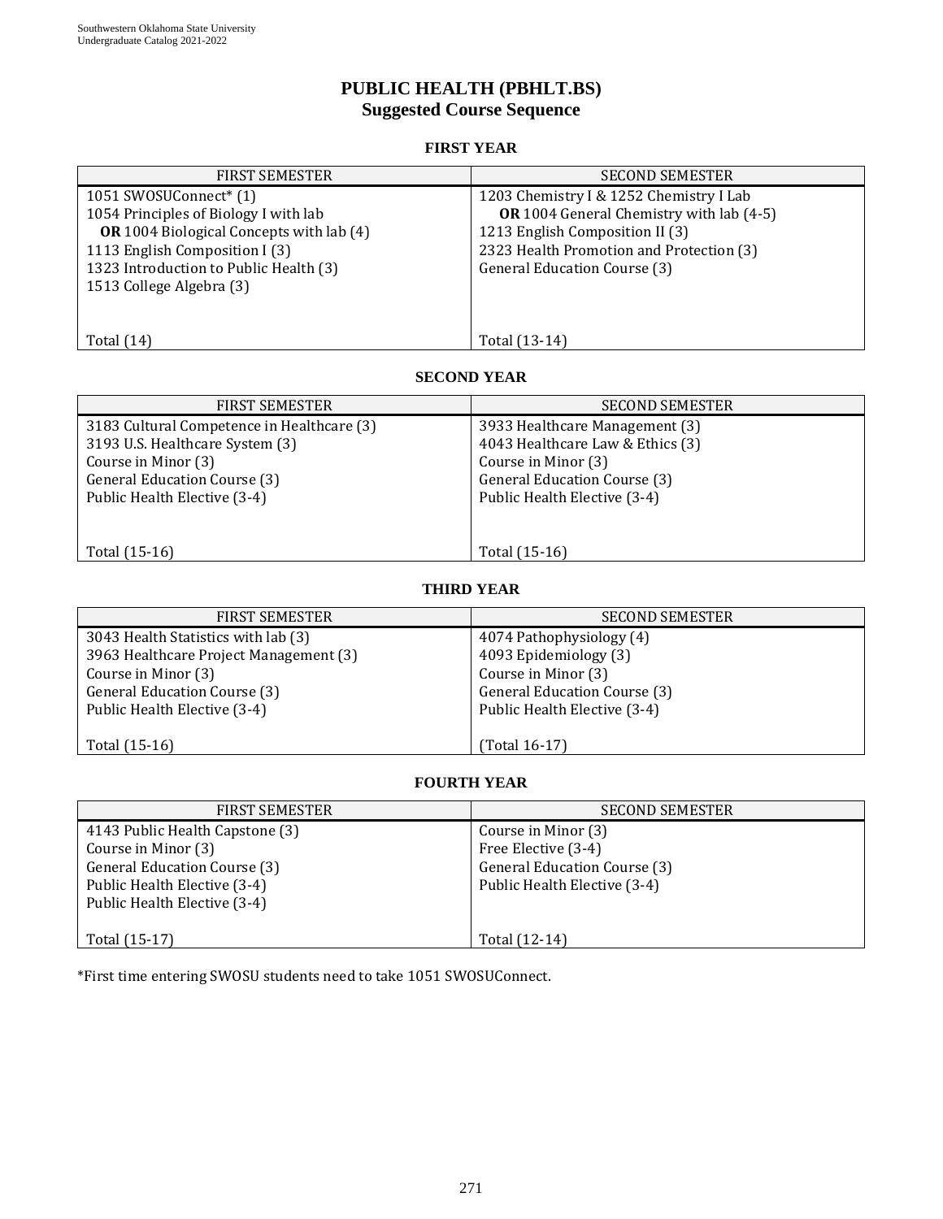# PUBLIC HEALTH (PBHLT.BS)
## Suggested Course Sequence

### FIRST YEAR

| FIRST SEMESTER | SECOND SEMESTER |
|---|---|
| 1051 SWOSUConnect* (1) | 1203 Chemistry I & 1252 Chemistry I Lab |
| 1054 Principles of Biology I with lab | **OR** 1004 General Chemistry with lab (4-5) |
| **OR** 1004 Biological Concepts with lab (4) | 1213 English Composition II (3) |
| 1113 English Composition I (3) | 2323 Health Promotion and Protection (3) |
| 1323 Introduction to Public Health (3) | General Education Course (3) |
| 1513 College Algebra (3) | |
| Total (14) | Total (13-14) |

### SECOND YEAR

| FIRST SEMESTER | SECOND SEMESTER |
|---|---|
| 3183 Cultural Competence in Healthcare (3) | 3933 Healthcare Management (3) |
| 3193 U.S. Healthcare System (3) | 4043 Healthcare Law & Ethics (3) |
| Course in Minor (3) | Course in Minor (3) |
| General Education Course (3) | General Education Course (3) |
| Public Health Elective (3-4) | Public Health Elective (3-4) |
| Total (15-16) | Total (15-16) |

### THIRD YEAR

| FIRST SEMESTER | SECOND SEMESTER |
|---|---|
| 3043 Health Statistics with lab (3) | 4074 Pathophysiology (4) |
| 3963 Healthcare Project Management (3) | 4093 Epidemiology (3) |
| Course in Minor (3) | Course in Minor (3) |
| General Education Course (3) | General Education Course (3) |
| Public Health Elective (3-4) | Public Health Elective (3-4) |
| Total (15-16) | (Total 16-17) |

### FOURTH YEAR

| FIRST SEMESTER | SECOND SEMESTER |
|---|---|
| 4143 Public Health Capstone (3) | Course in Minor (3) |
| Course in Minor (3) | Free Elective (3-4) |
| General Education Course (3) | General Education Course (3) |
| Public Health Elective (3-4) | Public Health Elective (3-4) |
| Public Health Elective (3-4) | |
| Total (15-17) | Total (12-14) |

*First time entering SWOSU students need to take 1051 SWOSUConnect.